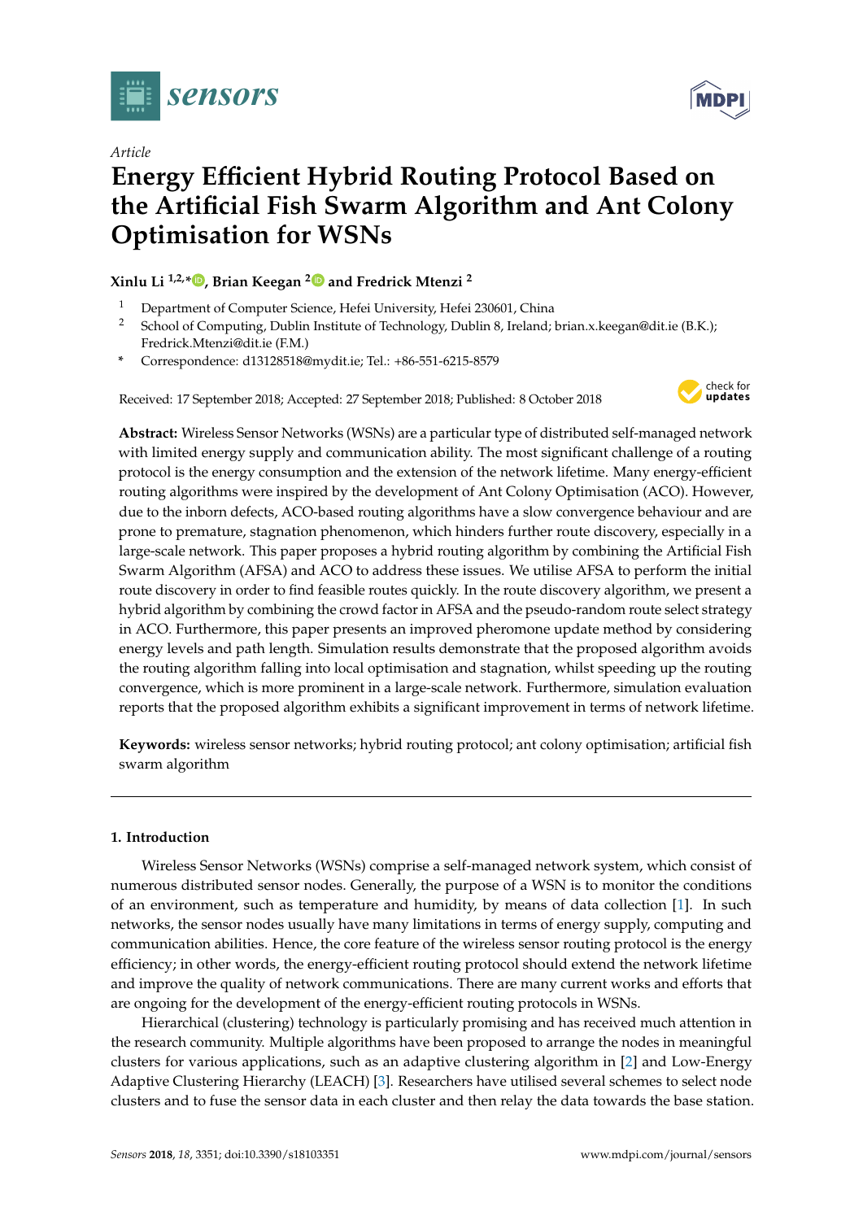*Article*

# Energy Efficient Hybrid Routing Protocol Based on the Artificial Fish Swarm Algorithm and Ant Colony Optimisation for WSNs

**Xinlu Li [1,2,*], Brian Keegan [2] and Fredrick Mtenzi [2]**

[1] Department of Computer Science, Hefei University, Hefei 230601, China

[2] School of Computing, Dublin Institute of Technology, Dublin 8, Ireland; brian.x.keegan@dit.ie (B.K.); Fredrick.Mtenzi@dit.ie (F.M.)

\* Correspondence: d13128518@mydit.ie; Tel.: +86-551-6215-8579

Received: 17 September 2018; Accepted: 27 September 2018; Published: 8 October 2018

**Abstract:** Wireless Sensor Networks (WSNs) are a particular type of distributed self-managed network with limited energy supply and communication ability. The most significant challenge of a routing protocol is the energy consumption and the extension of the network lifetime. Many energy-efficient routing algorithms were inspired by the development of Ant Colony Optimisation (ACO). However, due to the inborn defects, ACO-based routing algorithms have a slow convergence behaviour and are prone to premature, stagnation phenomenon, which hinders further route discovery, especially in a large-scale network. This paper proposes a hybrid routing algorithm by combining the Artificial Fish Swarm Algorithm (AFSA) and ACO to address these issues. We utilise AFSA to perform the initial route discovery in order to find feasible routes quickly. In the route discovery algorithm, we present a hybrid algorithm by combining the crowd factor in AFSA and the pseudo-random route select strategy in ACO. Furthermore, this paper presents an improved pheromone update method by considering energy levels and path length. Simulation results demonstrate that the proposed algorithm avoids the routing algorithm falling into local optimisation and stagnation, whilst speeding up the routing convergence, which is more prominent in a large-scale network. Furthermore, simulation evaluation reports that the proposed algorithm exhibits a significant improvement in terms of network lifetime.

**Keywords:** wireless sensor networks; hybrid routing protocol; ant colony optimisation; artificial fish swarm algorithm

## 1. Introduction

Wireless Sensor Networks (WSNs) comprise a self-managed network system, which consist of numerous distributed sensor nodes. Generally, the purpose of a WSN is to monitor the conditions of an environment, such as temperature and humidity, by means of data collection [1]. In such networks, the sensor nodes usually have many limitations in terms of energy supply, computing and communication abilities. Hence, the core feature of the wireless sensor routing protocol is the energy efficiency; in other words, the energy-efficient routing protocol should extend the network lifetime and improve the quality of network communications. There are many current works and efforts that are ongoing for the development of the energy-efficient routing protocols in WSNs.

Hierarchical (clustering) technology is particularly promising and has received much attention in the research community. Multiple algorithms have been proposed to arrange the nodes in meaningful clusters for various applications, such as an adaptive clustering algorithm in [2] and Low-Energy Adaptive Clustering Hierarchy (LEACH) [3]. Researchers have utilised several schemes to select node clusters and to fuse the sensor data in each cluster and then relay the data towards the base station.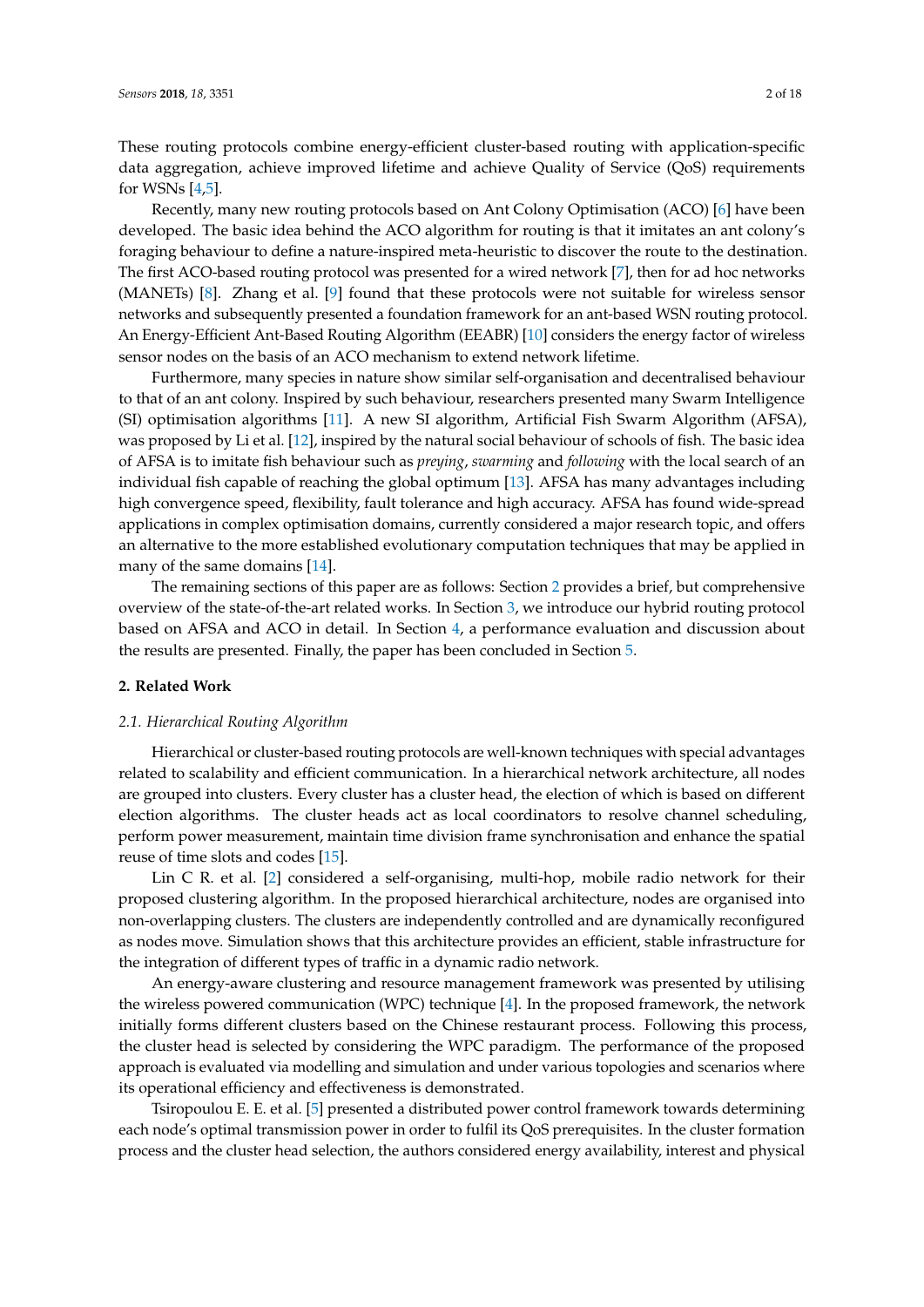These routing protocols combine energy-efficient cluster-based routing with application-specific data aggregation, achieve improved lifetime and achieve Quality of Service (QoS) requirements for WSNs [4,5].

Recently, many new routing protocols based on Ant Colony Optimisation (ACO) [6] have been developed. The basic idea behind the ACO algorithm for routing is that it imitates an ant colony's foraging behaviour to define a nature-inspired meta-heuristic to discover the route to the destination. The first ACO-based routing protocol was presented for a wired network [7], then for ad hoc networks (MANETs) [8]. Zhang et al. [9] found that these protocols were not suitable for wireless sensor networks and subsequently presented a foundation framework for an ant-based WSN routing protocol. An Energy-Efficient Ant-Based Routing Algorithm (EEABR) [10] considers the energy factor of wireless sensor nodes on the basis of an ACO mechanism to extend network lifetime.

Furthermore, many species in nature show similar self-organisation and decentralised behaviour to that of an ant colony. Inspired by such behaviour, researchers presented many Swarm Intelligence (SI) optimisation algorithms [11]. A new SI algorithm, Artificial Fish Swarm Algorithm (AFSA), was proposed by Li et al. [12], inspired by the natural social behaviour of schools of fish. The basic idea of AFSA is to imitate fish behaviour such as *preying*, *swarming* and *following* with the local search of an individual fish capable of reaching the global optimum [13]. AFSA has many advantages including high convergence speed, flexibility, fault tolerance and high accuracy. AFSA has found wide-spread applications in complex optimisation domains, currently considered a major research topic, and offers an alternative to the more established evolutionary computation techniques that may be applied in many of the same domains [14].

The remaining sections of this paper are as follows: Section 2 provides a brief, but comprehensive overview of the state-of-the-art related works. In Section 3, we introduce our hybrid routing protocol based on AFSA and ACO in detail. In Section 4, a performance evaluation and discussion about the results are presented. Finally, the paper has been concluded in Section 5.

## 2. Related Work

### 2.1. Hierarchical Routing Algorithm

Hierarchical or cluster-based routing protocols are well-known techniques with special advantages related to scalability and efficient communication. In a hierarchical network architecture, all nodes are grouped into clusters. Every cluster has a cluster head, the election of which is based on different election algorithms. The cluster heads act as local coordinators to resolve channel scheduling, perform power measurement, maintain time division frame synchronisation and enhance the spatial reuse of time slots and codes [15].

Lin C R. et al. [2] considered a self-organising, multi-hop, mobile radio network for their proposed clustering algorithm. In the proposed hierarchical architecture, nodes are organised into non-overlapping clusters. The clusters are independently controlled and are dynamically reconfigured as nodes move. Simulation shows that this architecture provides an efficient, stable infrastructure for the integration of different types of traffic in a dynamic radio network.

An energy-aware clustering and resource management framework was presented by utilising the wireless powered communication (WPC) technique [4]. In the proposed framework, the network initially forms different clusters based on the Chinese restaurant process. Following this process, the cluster head is selected by considering the WPC paradigm. The performance of the proposed approach is evaluated via modelling and simulation and under various topologies and scenarios where its operational efficiency and effectiveness is demonstrated.

Tsiropoulou E. E. et al. [5] presented a distributed power control framework towards determining each node's optimal transmission power in order to fulfil its QoS prerequisites. In the cluster formation process and the cluster head selection, the authors considered energy availability, interest and physical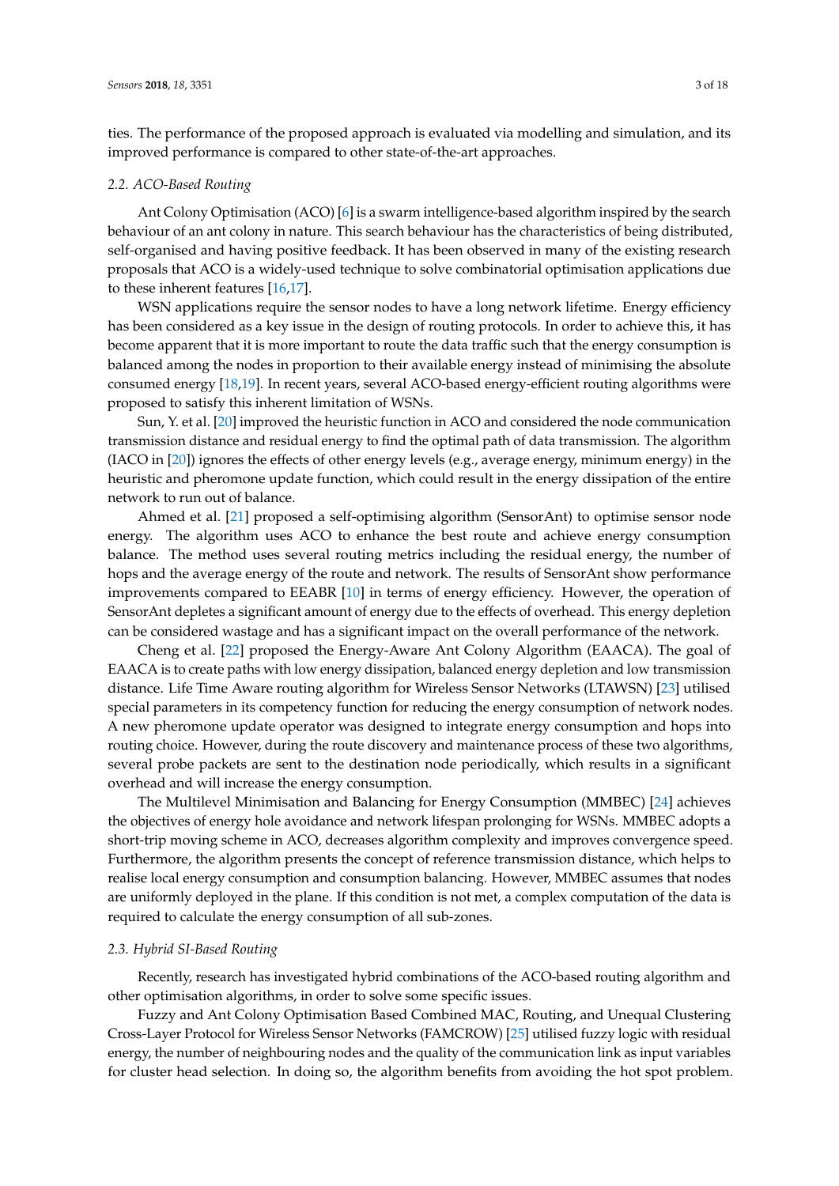ties. The performance of the proposed approach is evaluated via modelling and simulation, and its improved performance is compared to other state-of-the-art approaches.

### 2.2. ACO-Based Routing

Ant Colony Optimisation (ACO) [6] is a swarm intelligence-based algorithm inspired by the search behaviour of an ant colony in nature. This search behaviour has the characteristics of being distributed, self-organised and having positive feedback. It has been observed in many of the existing research proposals that ACO is a widely-used technique to solve combinatorial optimisation applications due to these inherent features [16,17].

WSN applications require the sensor nodes to have a long network lifetime. Energy efficiency has been considered as a key issue in the design of routing protocols. In order to achieve this, it has become apparent that it is more important to route the data traffic such that the energy consumption is balanced among the nodes in proportion to their available energy instead of minimising the absolute consumed energy [18,19]. In recent years, several ACO-based energy-efficient routing algorithms were proposed to satisfy this inherent limitation of WSNs.

Sun, Y. et al. [20] improved the heuristic function in ACO and considered the node communication transmission distance and residual energy to find the optimal path of data transmission. The algorithm (IACO in [20]) ignores the effects of other energy levels (e.g., average energy, minimum energy) in the heuristic and pheromone update function, which could result in the energy dissipation of the entire network to run out of balance.

Ahmed et al. [21] proposed a self-optimising algorithm (SensorAnt) to optimise sensor node energy. The algorithm uses ACO to enhance the best route and achieve energy consumption balance. The method uses several routing metrics including the residual energy, the number of hops and the average energy of the route and network. The results of SensorAnt show performance improvements compared to EEABR [10] in terms of energy efficiency. However, the operation of SensorAnt depletes a significant amount of energy due to the effects of overhead. This energy depletion can be considered wastage and has a significant impact on the overall performance of the network.

Cheng et al. [22] proposed the Energy-Aware Ant Colony Algorithm (EAACA). The goal of EAACA is to create paths with low energy dissipation, balanced energy depletion and low transmission distance. Life Time Aware routing algorithm for Wireless Sensor Networks (LTAWSN) [23] utilised special parameters in its competency function for reducing the energy consumption of network nodes. A new pheromone update operator was designed to integrate energy consumption and hops into routing choice. However, during the route discovery and maintenance process of these two algorithms, several probe packets are sent to the destination node periodically, which results in a significant overhead and will increase the energy consumption.

The Multilevel Minimisation and Balancing for Energy Consumption (MMBEC) [24] achieves the objectives of energy hole avoidance and network lifespan prolonging for WSNs. MMBEC adopts a short-trip moving scheme in ACO, decreases algorithm complexity and improves convergence speed. Furthermore, the algorithm presents the concept of reference transmission distance, which helps to realise local energy consumption and consumption balancing. However, MMBEC assumes that nodes are uniformly deployed in the plane. If this condition is not met, a complex computation of the data is required to calculate the energy consumption of all sub-zones.

### 2.3. Hybrid SI-Based Routing

Recently, research has investigated hybrid combinations of the ACO-based routing algorithm and other optimisation algorithms, in order to solve some specific issues.

Fuzzy and Ant Colony Optimisation Based Combined MAC, Routing, and Unequal Clustering Cross-Layer Protocol for Wireless Sensor Networks (FAMCROW) [25] utilised fuzzy logic with residual energy, the number of neighbouring nodes and the quality of the communication link as input variables for cluster head selection. In doing so, the algorithm benefits from avoiding the hot spot problem.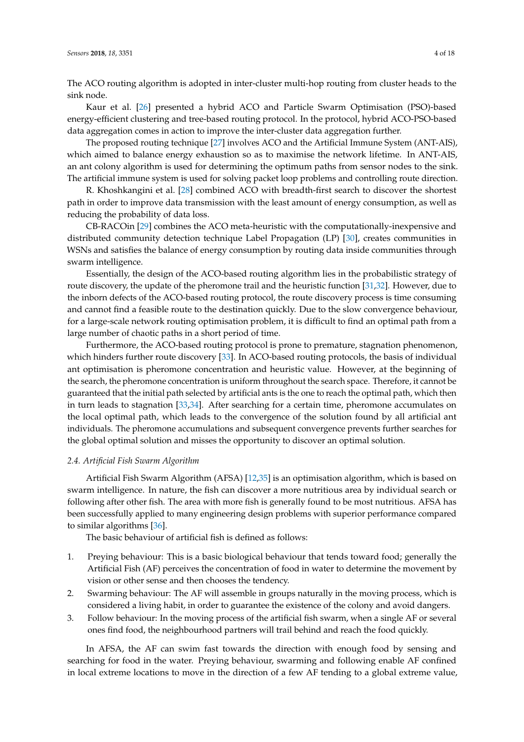The ACO routing algorithm is adopted in inter-cluster multi-hop routing from cluster heads to the sink node.

Kaur et al. [26] presented a hybrid ACO and Particle Swarm Optimisation (PSO)-based energy-efficient clustering and tree-based routing protocol. In the protocol, hybrid ACO-PSO-based data aggregation comes in action to improve the inter-cluster data aggregation further.

The proposed routing technique [27] involves ACO and the Artificial Immune System (ANT-AIS), which aimed to balance energy exhaustion so as to maximise the network lifetime. In ANT-AIS, an ant colony algorithm is used for determining the optimum paths from sensor nodes to the sink. The artificial immune system is used for solving packet loop problems and controlling route direction.

R. Khoshkangini et al. [28] combined ACO with breadth-first search to discover the shortest path in order to improve data transmission with the least amount of energy consumption, as well as reducing the probability of data loss.

CB-RACOin [29] combines the ACO meta-heuristic with the computationally-inexpensive and distributed community detection technique Label Propagation (LP) [30], creates communities in WSNs and satisfies the balance of energy consumption by routing data inside communities through swarm intelligence.

Essentially, the design of the ACO-based routing algorithm lies in the probabilistic strategy of route discovery, the update of the pheromone trail and the heuristic function [31,32]. However, due to the inborn defects of the ACO-based routing protocol, the route discovery process is time consuming and cannot find a feasible route to the destination quickly. Due to the slow convergence behaviour, for a large-scale network routing optimisation problem, it is difficult to find an optimal path from a large number of chaotic paths in a short period of time.

Furthermore, the ACO-based routing protocol is prone to premature, stagnation phenomenon, which hinders further route discovery [33]. In ACO-based routing protocols, the basis of individual ant optimisation is pheromone concentration and heuristic value. However, at the beginning of the search, the pheromone concentration is uniform throughout the search space. Therefore, it cannot be guaranteed that the initial path selected by artificial ants is the one to reach the optimal path, which then in turn leads to stagnation [33,34]. After searching for a certain time, pheromone accumulates on the local optimal path, which leads to the convergence of the solution found by all artificial ant individuals. The pheromone accumulations and subsequent convergence prevents further searches for the global optimal solution and misses the opportunity to discover an optimal solution.

### *2.4. Artificial Fish Swarm Algorithm*

Artificial Fish Swarm Algorithm (AFSA) [12,35] is an optimisation algorithm, which is based on swarm intelligence. In nature, the fish can discover a more nutritious area by individual search or following after other fish. The area with more fish is generally found to be most nutritious. AFSA has been successfully applied to many engineering design problems with superior performance compared to similar algorithms [36].

The basic behaviour of artificial fish is defined as follows:

1. Preying behaviour: This is a basic biological behaviour that tends toward food; generally the Artificial Fish (AF) perceives the concentration of food in water to determine the movement by vision or other sense and then chooses the tendency.
2. Swarming behaviour: The AF will assemble in groups naturally in the moving process, which is considered a living habit, in order to guarantee the existence of the colony and avoid dangers.
3. Follow behaviour: In the moving process of the artificial fish swarm, when a single AF or several ones find food, the neighbourhood partners will trail behind and reach the food quickly.

In AFSA, the AF can swim fast towards the direction with enough food by sensing and searching for food in the water. Preying behaviour, swarming and following enable AF confined in local extreme locations to move in the direction of a few AF tending to a global extreme value,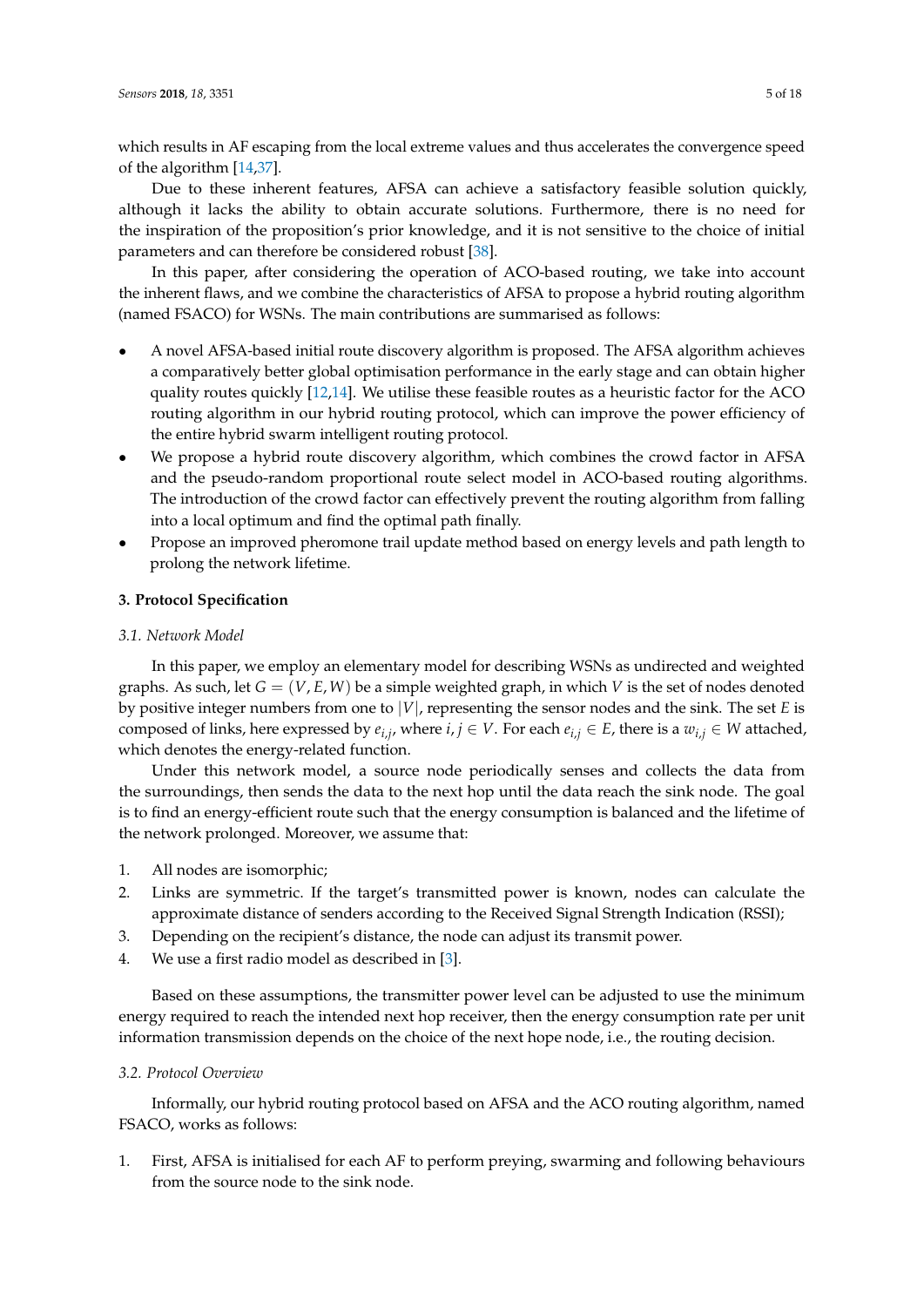which results in AF escaping from the local extreme values and thus accelerates the convergence speed of the algorithm [14,37].

Due to these inherent features, AFSA can achieve a satisfactory feasible solution quickly, although it lacks the ability to obtain accurate solutions. Furthermore, there is no need for the inspiration of the proposition's prior knowledge, and it is not sensitive to the choice of initial parameters and can therefore be considered robust [38].

In this paper, after considering the operation of ACO-based routing, we take into account the inherent flaws, and we combine the characteristics of AFSA to propose a hybrid routing algorithm (named FSACO) for WSNs. The main contributions are summarised as follows:

- A novel AFSA-based initial route discovery algorithm is proposed. The AFSA algorithm achieves a comparatively better global optimisation performance in the early stage and can obtain higher quality routes quickly [12,14]. We utilise these feasible routes as a heuristic factor for the ACO routing algorithm in our hybrid routing protocol, which can improve the power efficiency of the entire hybrid swarm intelligent routing protocol.
- We propose a hybrid route discovery algorithm, which combines the crowd factor in AFSA and the pseudo-random proportional route select model in ACO-based routing algorithms. The introduction of the crowd factor can effectively prevent the routing algorithm from falling into a local optimum and find the optimal path finally.
- Propose an improved pheromone trail update method based on energy levels and path length to prolong the network lifetime.

## 3. Protocol Specification

### 3.1. Network Model

In this paper, we employ an elementary model for describing WSNs as undirected and weighted graphs. As such, let $G = (V, E, W)$ be a simple weighted graph, in which $V$ is the set of nodes denoted by positive integer numbers from one to $|V|$, representing the sensor nodes and the sink. The set $E$ is composed of links, here expressed by $e_{i,j}$, where $i, j \in V$. For each $e_{i,j} \in E$, there is a $w_{i,j} \in W$ attached, which denotes the energy-related function.

Under this network model, a source node periodically senses and collects the data from the surroundings, then sends the data to the next hop until the data reach the sink node. The goal is to find an energy-efficient route such that the energy consumption is balanced and the lifetime of the network prolonged. Moreover, we assume that:

1. All nodes are isomorphic;
2. Links are symmetric. If the target's transmitted power is known, nodes can calculate the approximate distance of senders according to the Received Signal Strength Indication (RSSI);
3. Depending on the recipient's distance, the node can adjust its transmit power.
4. We use a first radio model as described in [3].

Based on these assumptions, the transmitter power level can be adjusted to use the minimum energy required to reach the intended next hop receiver, then the energy consumption rate per unit information transmission depends on the choice of the next hope node, i.e., the routing decision.

### 3.2. Protocol Overview

Informally, our hybrid routing protocol based on AFSA and the ACO routing algorithm, named FSACO, works as follows:

1. First, AFSA is initialised for each AF to perform preying, swarming and following behaviours from the source node to the sink node.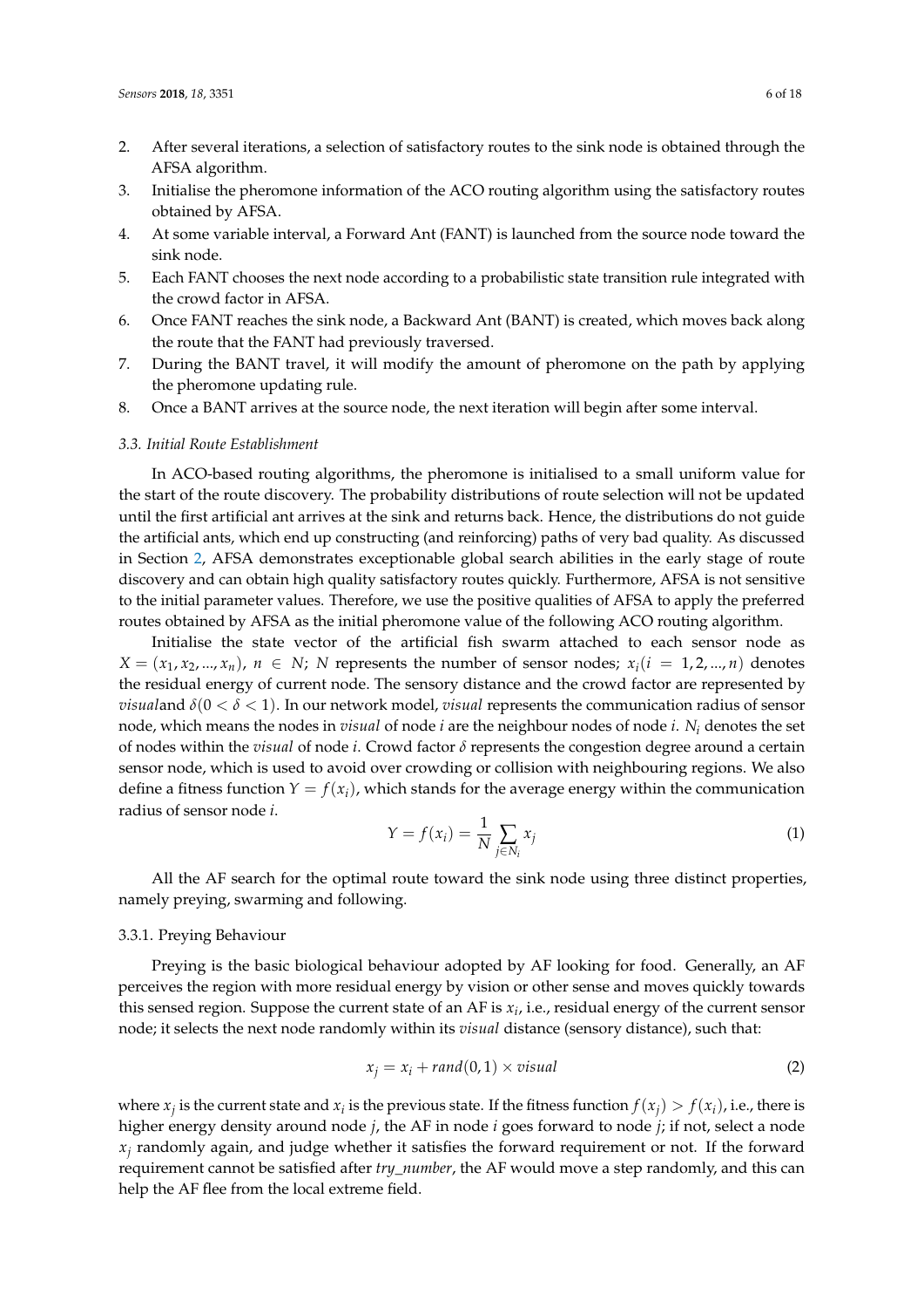2. After several iterations, a selection of satisfactory routes to the sink node is obtained through the AFSA algorithm.
3. Initialise the pheromone information of the ACO routing algorithm using the satisfactory routes obtained by AFSA.
4. At some variable interval, a Forward Ant (FANT) is launched from the source node toward the sink node.
5. Each FANT chooses the next node according to a probabilistic state transition rule integrated with the crowd factor in AFSA.
6. Once FANT reaches the sink node, a Backward Ant (BANT) is created, which moves back along the route that the FANT had previously traversed.
7. During the BANT travel, it will modify the amount of pheromone on the path by applying the pheromone updating rule.
8. Once a BANT arrives at the source node, the next iteration will begin after some interval.

### 3.3. Initial Route Establishment

In ACO-based routing algorithms, the pheromone is initialised to a small uniform value for the start of the route discovery. The probability distributions of route selection will not be updated until the first artificial ant arrives at the sink and returns back. Hence, the distributions do not guide the artificial ants, which end up constructing (and reinforcing) paths of very bad quality. As discussed in Section 2, AFSA demonstrates exceptionable global search abilities in the early stage of route discovery and can obtain high quality satisfactory routes quickly. Furthermore, AFSA is not sensitive to the initial parameter values. Therefore, we use the positive qualities of AFSA to apply the preferred routes obtained by AFSA as the initial pheromone value of the following ACO routing algorithm.

Initialise the state vector of the artificial fish swarm attached to each sensor node as $X = (x_1, x_2, ..., x_n)$, $n \in N$; $N$ represents the number of sensor nodes; $x_i (i = 1, 2, ..., n)$ denotes the residual energy of current node. The sensory distance and the crowd factor are represented by *visual*and $\delta (0 < \delta < 1)$. In our network model, *visual* represents the communication radius of sensor node, which means the nodes in *visual* of node $i$ are the neighbour nodes of node $i$. $N_i$ denotes the set of nodes within the *visual* of node $i$. Crowd factor $\delta$ represents the congestion degree around a certain sensor node, which is used to avoid over crowding or collision with neighbouring regions. We also define a fitness function $Y = f(x_i)$, which stands for the average energy within the communication radius of sensor node $i$.

$$Y = f(x_i) = \frac{1}{N} \sum_{j \in N_i} x_j \tag{1}$$

All the AF search for the optimal route toward the sink node using three distinct properties, namely preying, swarming and following.

#### 3.3.1. Preying Behaviour

Preying is the basic biological behaviour adopted by AF looking for food. Generally, an AF perceives the region with more residual energy by vision or other sense and moves quickly towards this sensed region. Suppose the current state of an AF is $x_i$, i.e., residual energy of the current sensor node; it selects the next node randomly within its *visual* distance (sensory distance), such that:

$$x_j = x_i + rand(0,1) \times visual \tag{2}$$

where $x_j$ is the current state and $x_i$ is the previous state. If the fitness function $f(x_j) > f(x_i)$, i.e., there is higher energy density around node $j$, the AF in node $i$ goes forward to node $j$; if not, select a node $x_j$ randomly again, and judge whether it satisfies the forward requirement or not. If the forward requirement cannot be satisfied after *try_number*, the AF would move a step randomly, and this can help the AF flee from the local extreme field.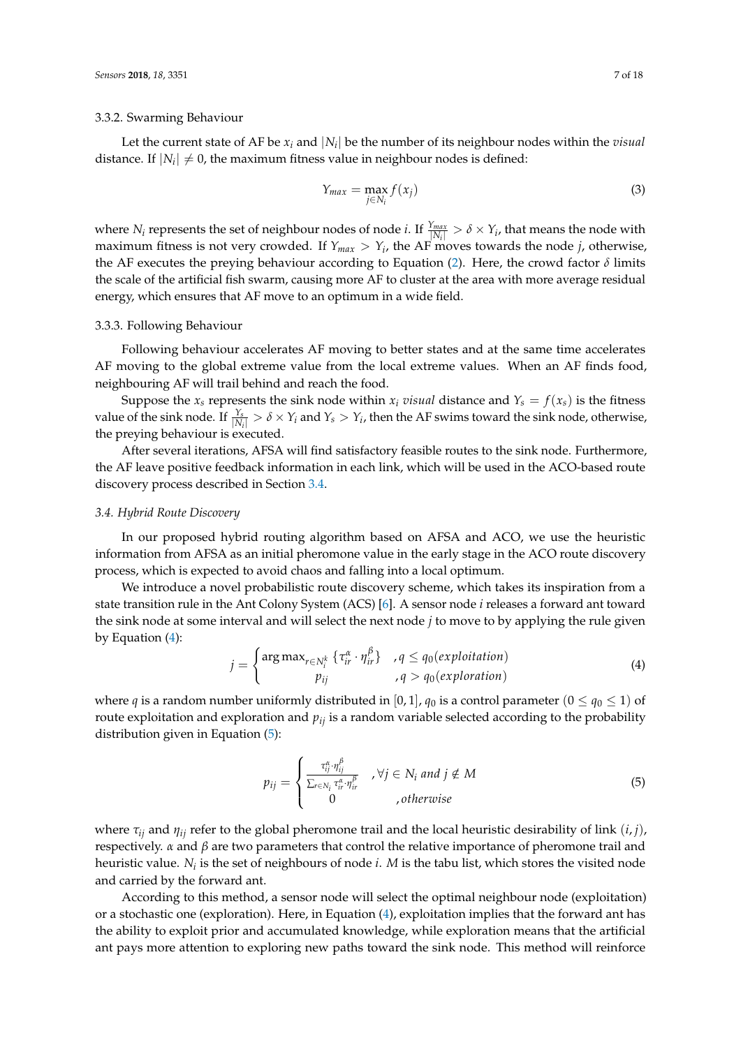#### 3.3.2. Swarming Behaviour

Let the current state of AF be $x_i$ and $|N_i|$ be the number of its neighbour nodes within the *visual* distance. If $|N_i| \neq 0$, the maximum fitness value in neighbour nodes is defined:

$$Y_{max} = \max_{j \in N_i} f(x_j) \tag{3}$$

where $N_i$ represents the set of neighbour nodes of node $i$. If $\frac{Y_{max}}{|N_i|} > \delta \times Y_i$, that means the node with maximum fitness is not very crowded. If $Y_{max} > Y_i$, the AF moves towards the node $j$, otherwise, the AF executes the preying behaviour according to Equation (2). Here, the crowd factor $\delta$ limits the scale of the artificial fish swarm, causing more AF to cluster at the area with more average residual energy, which ensures that AF move to an optimum in a wide field.

#### 3.3.3. Following Behaviour

Following behaviour accelerates AF moving to better states and at the same time accelerates AF moving to the global extreme value from the local extreme values. When an AF finds food, neighbouring AF will trail behind and reach the food.

Suppose the $x_s$ represents the sink node within $x_i$ *visual* distance and $Y_s = f(x_s)$ is the fitness value of the sink node. If $\frac{Y_s}{|N_i|} > \delta \times Y_i$ and $Y_s > Y_i$, then the AF swims toward the sink node, otherwise, the preying behaviour is executed.

After several iterations, AFSA will find satisfactory feasible routes to the sink node. Furthermore, the AF leave positive feedback information in each link, which will be used in the ACO-based route discovery process described in Section 3.4.

### *3.4. Hybrid Route Discovery*

In our proposed hybrid routing algorithm based on AFSA and ACO, we use the heuristic information from AFSA as an initial pheromone value in the early stage in the ACO route discovery process, which is expected to avoid chaos and falling into a local optimum.

We introduce a novel probabilistic route discovery scheme, which takes its inspiration from a state transition rule in the Ant Colony System (ACS) [6]. A sensor node $i$ releases a forward ant toward the sink node at some interval and will select the next node $j$ to move to by applying the rule given by Equation (4):

$$j = \begin{cases} \arg\max_{r \in N_i^k} \{\tau_{ir}^{\alpha} \cdot \eta_{ir}^{\beta}\} & , q \leq q_0 (exploitation) \\ p_{ij} & , q > q_0 (exploration) \end{cases} \tag{4}$$

where $q$ is a random number uniformly distributed in $[0, 1]$, $q_0$ is a control parameter $(0 \leq q_0 \leq 1)$ of route exploitation and exploration and $p_{ij}$ is a random variable selected according to the probability distribution given in Equation (5):

$$p_{ij} = \begin{cases} \frac{\tau_{ij}^{\alpha} \cdot \eta_{ij}^{\beta}}{\sum_{r \in N_i} \tau_{ir}^{\alpha} \cdot \eta_{ir}^{\beta}} & , \forall j \in N_i \text{ and } j \notin M \\ 0 & , otherwise \end{cases} \tag{5}$$

where $\tau_{ij}$ and $\eta_{ij}$ refer to the global pheromone trail and the local heuristic desirability of link $(i, j)$, respectively. $\alpha$ and $\beta$ are two parameters that control the relative importance of pheromone trail and heuristic value. $N_i$ is the set of neighbours of node $i$. $M$ is the tabu list, which stores the visited node and carried by the forward ant.

According to this method, a sensor node will select the optimal neighbour node (exploitation) or a stochastic one (exploration). Here, in Equation (4), exploitation implies that the forward ant has the ability to exploit prior and accumulated knowledge, while exploration means that the artificial ant pays more attention to exploring new paths toward the sink node. This method will reinforce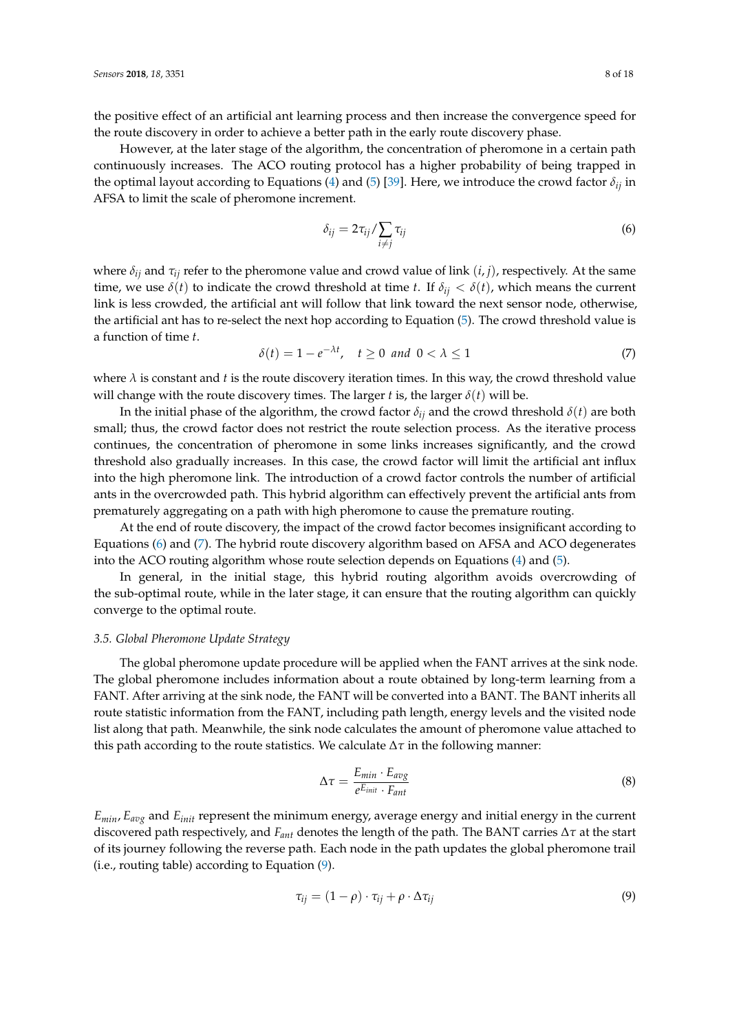the positive effect of an artificial ant learning process and then increase the convergence speed for the route discovery in order to achieve a better path in the early route discovery phase.

However, at the later stage of the algorithm, the concentration of pheromone in a certain path continuously increases. The ACO routing protocol has a higher probability of being trapped in the optimal layout according to Equations (4) and (5) [39]. Here, we introduce the crowd factor $\delta_{ij}$ in AFSA to limit the scale of pheromone increment.

$$\delta_{ij} = 2\tau_{ij} / \sum_{i \neq j} \tau_{ij} \tag{6}$$

where $\delta_{ij}$ and $\tau_{ij}$ refer to the pheromone value and crowd value of link $(i, j)$, respectively. At the same time, we use $\delta(t)$ to indicate the crowd threshold at time $t$. If $\delta_{ij} < \delta(t)$, which means the current link is less crowded, the artificial ant will follow that link toward the next sensor node, otherwise, the artificial ant has to re-select the next hop according to Equation (5). The crowd threshold value is a function of time $t$.

$$\delta(t) = 1 - e^{-\lambda t}, \quad t \geq 0 \ \ and \ \ 0 < \lambda \leq 1 \tag{7}$$

where $\lambda$ is constant and $t$ is the route discovery iteration times. In this way, the crowd threshold value will change with the route discovery times. The larger $t$ is, the larger $\delta(t)$ will be.

In the initial phase of the algorithm, the crowd factor $\delta_{ij}$ and the crowd threshold $\delta(t)$ are both small; thus, the crowd factor does not restrict the route selection process. As the iterative process continues, the concentration of pheromone in some links increases significantly, and the crowd threshold also gradually increases. In this case, the crowd factor will limit the artificial ant influx into the high pheromone link. The introduction of a crowd factor controls the number of artificial ants in the overcrowded path. This hybrid algorithm can effectively prevent the artificial ants from prematurely aggregating on a path with high pheromone to cause the premature routing.

At the end of route discovery, the impact of the crowd factor becomes insignificant according to Equations (6) and (7). The hybrid route discovery algorithm based on AFSA and ACO degenerates into the ACO routing algorithm whose route selection depends on Equations (4) and (5).

In general, in the initial stage, this hybrid routing algorithm avoids overcrowding of the sub-optimal route, while in the later stage, it can ensure that the routing algorithm can quickly converge to the optimal route.

### *3.5. Global Pheromone Update Strategy*

The global pheromone update procedure will be applied when the FANT arrives at the sink node. The global pheromone includes information about a route obtained by long-term learning from a FANT. After arriving at the sink node, the FANT will be converted into a BANT. The BANT inherits all route statistic information from the FANT, including path length, energy levels and the visited node list along that path. Meanwhile, the sink node calculates the amount of pheromone value attached to this path according to the route statistics. We calculate $\Delta\tau$ in the following manner:

$$\Delta\tau = \frac{E_{min} \cdot E_{avg}}{e^{E_{init}} \cdot F_{ant}} \tag{8}$$

$E_{min}$, $E_{avg}$ and $E_{init}$ represent the minimum energy, average energy and initial energy in the current discovered path respectively, and $F_{ant}$ denotes the length of the path. The BANT carries $\Delta\tau$ at the start of its journey following the reverse path. Each node in the path updates the global pheromone trail (i.e., routing table) according to Equation (9).

$$\tau_{ij} = (1 - \rho) \cdot \tau_{ij} + \rho \cdot \Delta\tau_{ij} \tag{9}$$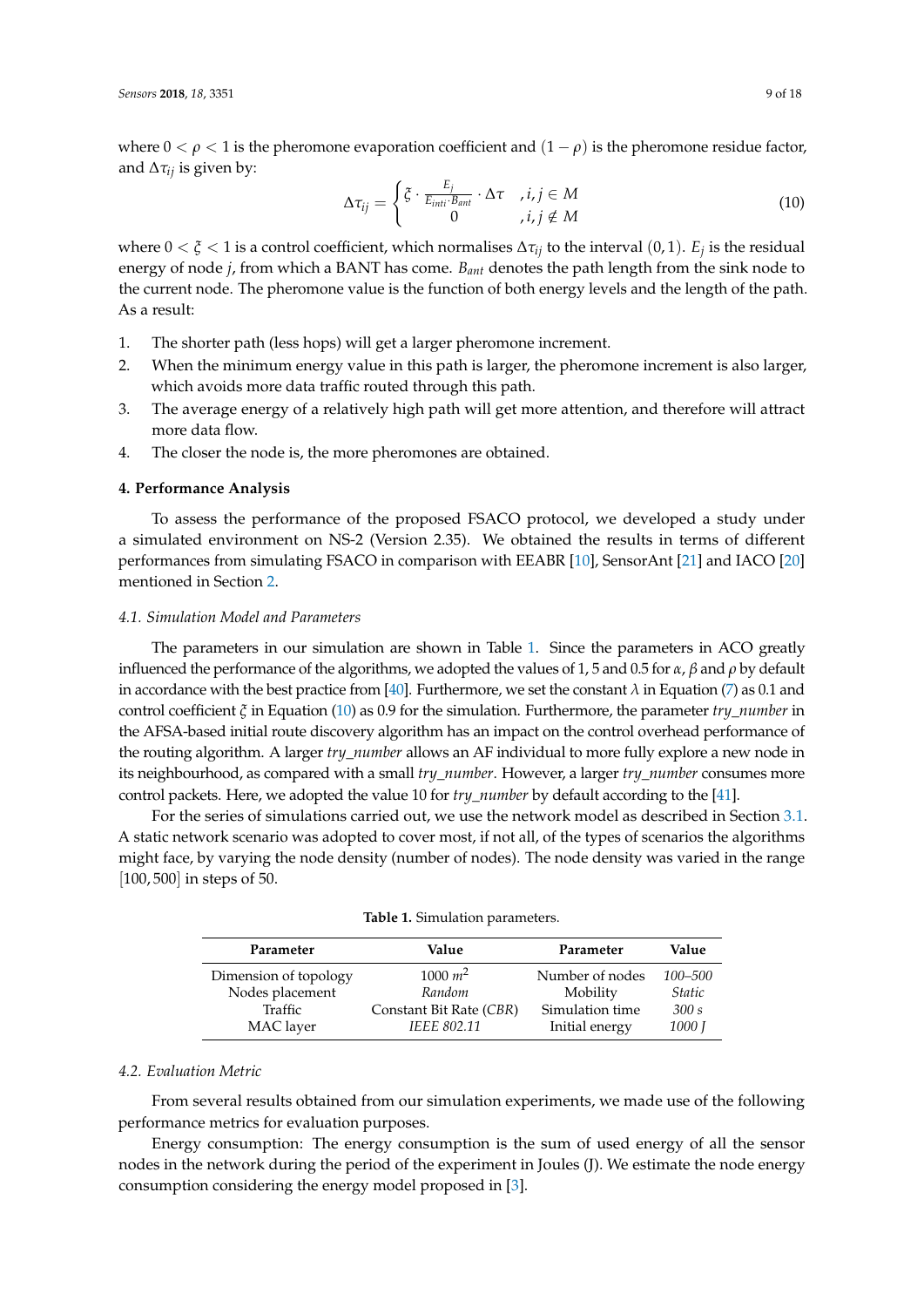where $0 < \rho < 1$ is the pheromone evaporation coefficient and $(1 - \rho)$ is the pheromone residue factor, and $\Delta\tau_{ij}$ is given by:

$$\Delta\tau_{ij} = \begin{cases} \xi \cdot \frac{E_j}{E_{inti} \cdot B_{ant}} \cdot \Delta\tau & , i,j \in M \\ 0 & , i,j \notin M \end{cases} \tag{10}$$

where $0 < \xi < 1$ is a control coefficient, which normalises $\Delta\tau_{ij}$ to the interval $(0, 1)$. $E_j$ is the residual energy of node $j$, from which a BANT has come. $B_{ant}$ denotes the path length from the sink node to the current node. The pheromone value is the function of both energy levels and the length of the path. As a result:

1. The shorter path (less hops) will get a larger pheromone increment.
2. When the minimum energy value in this path is larger, the pheromone increment is also larger, which avoids more data traffic routed through this path.
3. The average energy of a relatively high path will get more attention, and therefore will attract more data flow.
4. The closer the node is, the more pheromones are obtained.

## 4. Performance Analysis

To assess the performance of the proposed FSACO protocol, we developed a study under a simulated environment on NS-2 (Version 2.35). We obtained the results in terms of different performances from simulating FSACO in comparison with EEABR [10], SensorAnt [21] and IACO [20] mentioned in Section 2.

### 4.1. Simulation Model and Parameters

The parameters in our simulation are shown in Table 1. Since the parameters in ACO greatly influenced the performance of the algorithms, we adopted the values of 1, 5 and 0.5 for $\alpha$, $\beta$ and $\rho$ by default in accordance with the best practice from [40]. Furthermore, we set the constant $\lambda$ in Equation (7) as 0.1 and control coefficient $\xi$ in Equation (10) as 0.9 for the simulation. Furthermore, the parameter *try_number* in the AFSA-based initial route discovery algorithm has an impact on the control overhead performance of the routing algorithm. A larger *try_number* allows an AF individual to more fully explore a new node in its neighbourhood, as compared with a small *try_number*. However, a larger *try_number* consumes more control packets. Here, we adopted the value 10 for *try_number* by default according to the [41].

For the series of simulations carried out, we use the network model as described in Section 3.1. A static network scenario was adopted to cover most, if not all, of the types of scenarios the algorithms might face, by varying the node density (number of nodes). The node density was varied in the range $[100, 500]$ in steps of 50.

**Table 1.** Simulation parameters.

| Parameter | Value | Parameter | Value |
|---|---|---|---|
| Dimension of topology | 1000 $m^2$ | Number of nodes | *100–500* |
| Nodes placement | *Random* | Mobility | *Static* |
| Traffic | Constant Bit Rate (*CBR*) | Simulation time | *300 s* |
| MAC layer | *IEEE 802.11* | Initial energy | *1000 J* |

### 4.2. Evaluation Metric

From several results obtained from our simulation experiments, we made use of the following performance metrics for evaluation purposes.

Energy consumption: The energy consumption is the sum of used energy of all the sensor nodes in the network during the period of the experiment in Joules (J). We estimate the node energy consumption considering the energy model proposed in [3].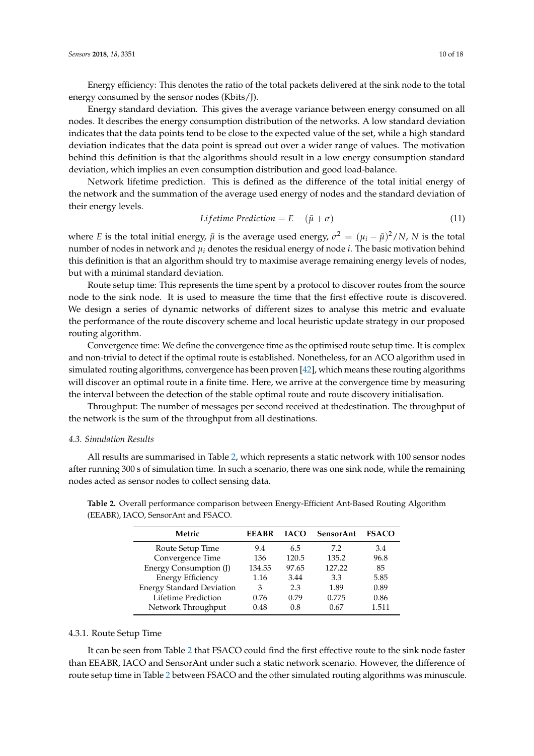Energy efficiency: This denotes the ratio of the total packets delivered at the sink node to the total energy consumed by the sensor nodes (Kbits/J).

Energy standard deviation. This gives the average variance between energy consumed on all nodes. It describes the energy consumption distribution of the networks. A low standard deviation indicates that the data points tend to be close to the expected value of the set, while a high standard deviation indicates that the data point is spread out over a wider range of values. The motivation behind this definition is that the algorithms should result in a low energy consumption standard deviation, which implies an even consumption distribution and good load-balance.

Network lifetime prediction. This is defined as the difference of the total initial energy of the network and the summation of the average used energy of nodes and the standard deviation of their energy levels.

$$Lifetime\ Prediction = E - (\bar{\mu} + \sigma) \tag{11}$$

where $E$ is the total initial energy, $\bar{\mu}$ is the average used energy, $\sigma^2 = (\mu_i - \bar{\mu})^2/N$, $N$ is the total number of nodes in network and $\mu_i$ denotes the residual energy of node $i$. The basic motivation behind this definition is that an algorithm should try to maximise average remaining energy levels of nodes, but with a minimal standard deviation.

Route setup time: This represents the time spent by a protocol to discover routes from the source node to the sink node. It is used to measure the time that the first effective route is discovered. We design a series of dynamic networks of different sizes to analyse this metric and evaluate the performance of the route discovery scheme and local heuristic update strategy in our proposed routing algorithm.

Convergence time: We define the convergence time as the optimised route setup time. It is complex and non-trivial to detect if the optimal route is established. Nonetheless, for an ACO algorithm used in simulated routing algorithms, convergence has been proven [42], which means these routing algorithms will discover an optimal route in a finite time. Here, we arrive at the convergence time by measuring the interval between the detection of the stable optimal route and route discovery initialisation.

Throughput: The number of messages per second received at thedestination. The throughput of the network is the sum of the throughput from all destinations.

### *4.3. Simulation Results*

All results are summarised in Table 2, which represents a static network with 100 sensor nodes after running 300 s of simulation time. In such a scenario, there was one sink node, while the remaining nodes acted as sensor nodes to collect sensing data.

**Table 2.** Overall performance comparison between Energy-Efficient Ant-Based Routing Algorithm (EEABR), IACO, SensorAnt and FSACO.

| Metric | EEABR | IACO | SensorAnt | FSACO |
|---|---|---|---|---|
| Route Setup Time | 9.4 | 6.5 | 7.2 | 3.4 |
| Convergence Time | 136 | 120.5 | 135.2 | 96.8 |
| Energy Consumption (J) | 134.55 | 97.65 | 127.22 | 85 |
| Energy Efficiency | 1.16 | 3.44 | 3.3 | 5.85 |
| Energy Standard Deviation | 3 | 2.3 | 1.89 | 0.89 |
| Lifetime Prediction | 0.76 | 0.79 | 0.775 | 0.86 |
| Network Throughput | 0.48 | 0.8 | 0.67 | 1.511 |

#### 4.3.1. Route Setup Time

It can be seen from Table 2 that FSACO could find the first effective route to the sink node faster than EEABR, IACO and SensorAnt under such a static network scenario. However, the difference of route setup time in Table 2 between FSACO and the other simulated routing algorithms was minuscule.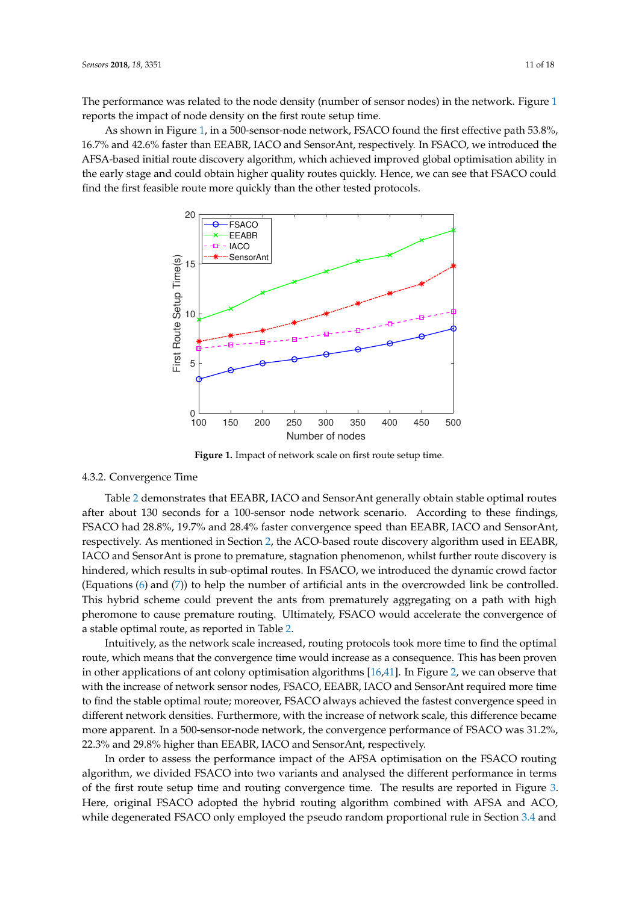The performance was related to the node density (number of sensor nodes) in the network. Figure 1 reports the impact of node density on the first route setup time.

As shown in Figure 1, in a 500-sensor-node network, FSACO found the first effective path 53.8%, 16.7% and 42.6% faster than EEABR, IACO and SensorAnt, respectively. In FSACO, we introduced the AFSA-based initial route discovery algorithm, which achieved improved global optimisation ability in the early stage and could obtain higher quality routes quickly. Hence, we can see that FSACO could find the first feasible route more quickly than the other tested protocols.

**Figure 1.** Impact of network scale on first route setup time.

### 4.3.2. Convergence Time

Table 2 demonstrates that EEABR, IACO and SensorAnt generally obtain stable optimal routes after about 130 seconds for a 100-sensor node network scenario. According to these findings, FSACO had 28.8%, 19.7% and 28.4% faster convergence speed than EEABR, IACO and SensorAnt, respectively. As mentioned in Section 2, the ACO-based route discovery algorithm used in EEABR, IACO and SensorAnt is prone to premature, stagnation phenomenon, whilst further route discovery is hindered, which results in sub-optimal routes. In FSACO, we introduced the dynamic crowd factor (Equations (6) and (7)) to help the number of artificial ants in the overcrowded link be controlled. This hybrid scheme could prevent the ants from prematurely aggregating on a path with high pheromone to cause premature routing. Ultimately, FSACO would accelerate the convergence of a stable optimal route, as reported in Table 2.

Intuitively, as the network scale increased, routing protocols took more time to find the optimal route, which means that the convergence time would increase as a consequence. This has been proven in other applications of ant colony optimisation algorithms [16,41]. In Figure 2, we can observe that with the increase of network sensor nodes, FSACO, EEABR, IACO and SensorAnt required more time to find the stable optimal route; moreover, FSACO always achieved the fastest convergence speed in different network densities. Furthermore, with the increase of network scale, this difference became more apparent. In a 500-sensor-node network, the convergence performance of FSACO was 31.2%, 22.3% and 29.8% higher than EEABR, IACO and SensorAnt, respectively.

In order to assess the performance impact of the AFSA optimisation on the FSACO routing algorithm, we divided FSACO into two variants and analysed the different performance in terms of the first route setup time and routing convergence time. The results are reported in Figure 3. Here, original FSACO adopted the hybrid routing algorithm combined with AFSA and ACO, while degenerated FSACO only employed the pseudo random proportional rule in Section 3.4 and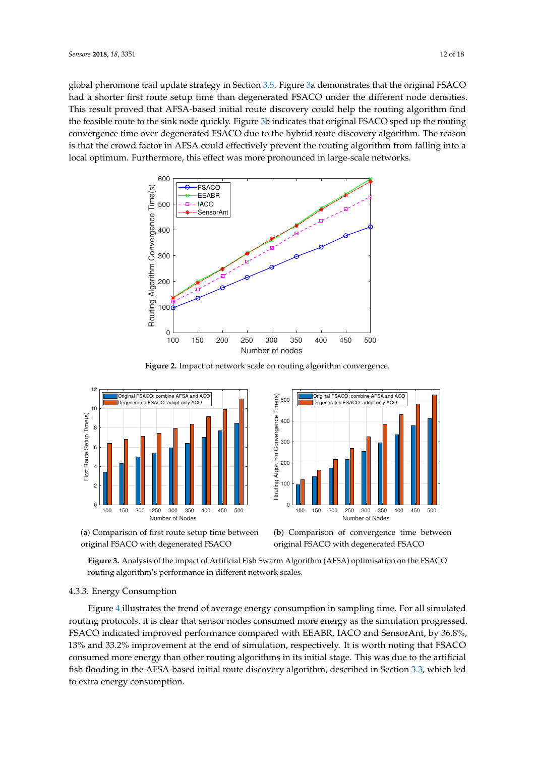global pheromone trail update strategy in Section 3.5. Figure 3a demonstrates that the original FSACO had a shorter first route setup time than degenerated FSACO under the different node densities. This result proved that AFSA-based initial route discovery could help the routing algorithm find the feasible route to the sink node quickly. Figure 3b indicates that original FSACO sped up the routing convergence time over degenerated FSACO due to the hybrid route discovery algorithm. The reason is that the crowd factor in AFSA could effectively prevent the routing algorithm from falling into a local optimum. Furthermore, this effect was more pronounced in large-scale networks.

**Figure 2.** Impact of network scale on routing algorithm convergence.

(**a**) Comparison of first route setup time between original FSACO with degenerated FSACO

(**b**) Comparison of convergence time between original FSACO with degenerated FSACO

**Figure 3.** Analysis of the impact of Artificial Fish Swarm Algorithm (AFSA) optimisation on the FSACO routing algorithm's performance in different network scales.

#### 4.3.3. Energy Consumption

Figure 4 illustrates the trend of average energy consumption in sampling time. For all simulated routing protocols, it is clear that sensor nodes consumed more energy as the simulation progressed. FSACO indicated improved performance compared with EEABR, IACO and SensorAnt, by 36.8%, 13% and 33.2% improvement at the end of simulation, respectively. It is worth noting that FSACO consumed more energy than other routing algorithms in its initial stage. This was due to the artificial fish flooding in the AFSA-based initial route discovery algorithm, described in Section 3.3, which led to extra energy consumption.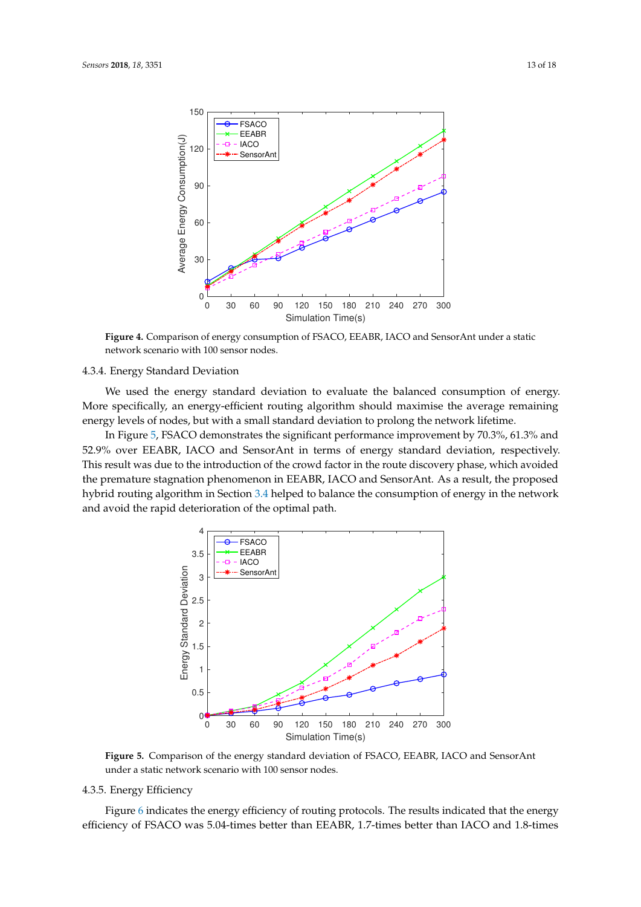**Figure 4.** Comparison of energy consumption of FSACO, EEABR, IACO and SensorAnt under a static network scenario with 100 sensor nodes.

#### 4.3.4. Energy Standard Deviation

We used the energy standard deviation to evaluate the balanced consumption of energy. More specifically, an energy-efficient routing algorithm should maximise the average remaining energy levels of nodes, but with a small standard deviation to prolong the network lifetime.

In Figure 5, FSACO demonstrates the significant performance improvement by 70.3%, 61.3% and 52.9% over EEABR, IACO and SensorAnt in terms of energy standard deviation, respectively. This result was due to the introduction of the crowd factor in the route discovery phase, which avoided the premature stagnation phenomenon in EEABR, IACO and SensorAnt. As a result, the proposed hybrid routing algorithm in Section 3.4 helped to balance the consumption of energy in the network and avoid the rapid deterioration of the optimal path.

**Figure 5.** Comparison of the energy standard deviation of FSACO, EEABR, IACO and SensorAnt under a static network scenario with 100 sensor nodes.

#### 4.3.5. Energy Efficiency

Figure 6 indicates the energy efficiency of routing protocols. The results indicated that the energy efficiency of FSACO was 5.04-times better than EEABR, 1.7-times better than IACO and 1.8-times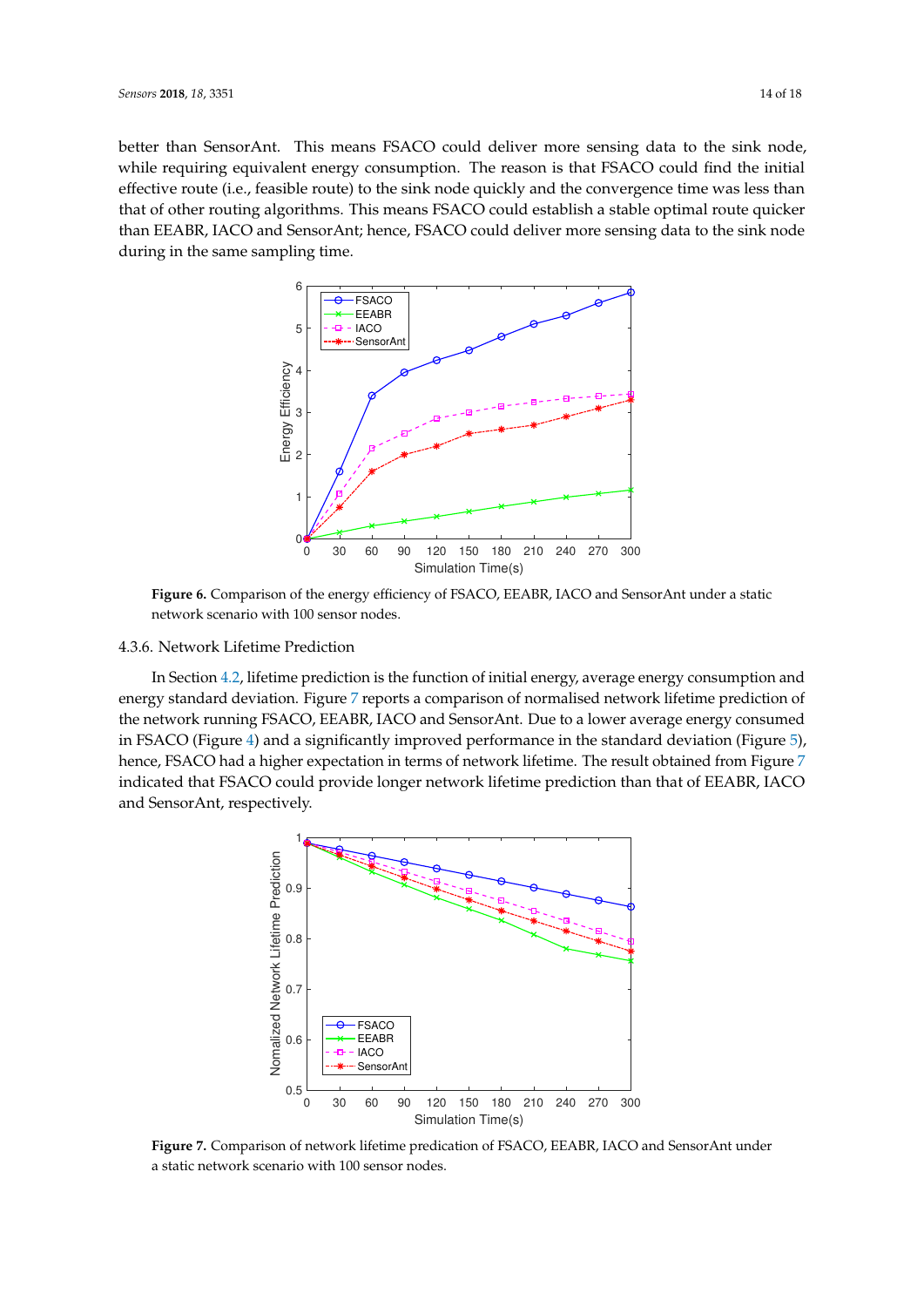better than SensorAnt. This means FSACO could deliver more sensing data to the sink node, while requiring equivalent energy consumption. The reason is that FSACO could find the initial effective route (i.e., feasible route) to the sink node quickly and the convergence time was less than that of other routing algorithms. This means FSACO could establish a stable optimal route quicker than EEABR, IACO and SensorAnt; hence, FSACO could deliver more sensing data to the sink node during in the same sampling time.

**Figure 6.** Comparison of the energy efficiency of FSACO, EEABR, IACO and SensorAnt under a static network scenario with 100 sensor nodes.

### 4.3.6. Network Lifetime Prediction

In Section 4.2, lifetime prediction is the function of initial energy, average energy consumption and energy standard deviation. Figure 7 reports a comparison of normalised network lifetime prediction of the network running FSACO, EEABR, IACO and SensorAnt. Due to a lower average energy consumed in FSACO (Figure 4) and a significantly improved performance in the standard deviation (Figure 5), hence, FSACO had a higher expectation in terms of network lifetime. The result obtained from Figure 7 indicated that FSACO could provide longer network lifetime prediction than that of EEABR, IACO and SensorAnt, respectively.

**Figure 7.** Comparison of network lifetime predication of FSACO, EEABR, IACO and SensorAnt under a static network scenario with 100 sensor nodes.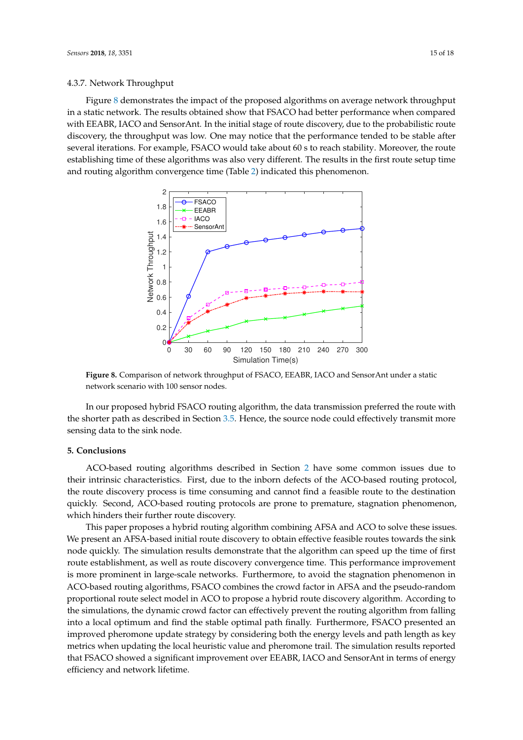#### 4.3.7. Network Throughput

Figure 8 demonstrates the impact of the proposed algorithms on average network throughput in a static network. The results obtained show that FSACO had better performance when compared with EEABR, IACO and SensorAnt. In the initial stage of route discovery, due to the probabilistic route discovery, the throughput was low. One may notice that the performance tended to be stable after several iterations. For example, FSACO would take about 60 s to reach stability. Moreover, the route establishing time of these algorithms was also very different. The results in the first route setup time and routing algorithm convergence time (Table 2) indicated this phenomenon.

**Figure 8.** Comparison of network throughput of FSACO, EEABR, IACO and SensorAnt under a static network scenario with 100 sensor nodes.

In our proposed hybrid FSACO routing algorithm, the data transmission preferred the route with the shorter path as described in Section 3.5. Hence, the source node could effectively transmit more sensing data to the sink node.

## 5. Conclusions

ACO-based routing algorithms described in Section 2 have some common issues due to their intrinsic characteristics. First, due to the inborn defects of the ACO-based routing protocol, the route discovery process is time consuming and cannot find a feasible route to the destination quickly. Second, ACO-based routing protocols are prone to premature, stagnation phenomenon, which hinders their further route discovery.

This paper proposes a hybrid routing algorithm combining AFSA and ACO to solve these issues. We present an AFSA-based initial route discovery to obtain effective feasible routes towards the sink node quickly. The simulation results demonstrate that the algorithm can speed up the time of first route establishment, as well as route discovery convergence time. This performance improvement is more prominent in large-scale networks. Furthermore, to avoid the stagnation phenomenon in ACO-based routing algorithms, FSACO combines the crowd factor in AFSA and the pseudo-random proportional route select model in ACO to propose a hybrid route discovery algorithm. According to the simulations, the dynamic crowd factor can effectively prevent the routing algorithm from falling into a local optimum and find the stable optimal path finally. Furthermore, FSACO presented an improved pheromone update strategy by considering both the energy levels and path length as key metrics when updating the local heuristic value and pheromone trail. The simulation results reported that FSACO showed a significant improvement over EEABR, IACO and SensorAnt in terms of energy efficiency and network lifetime.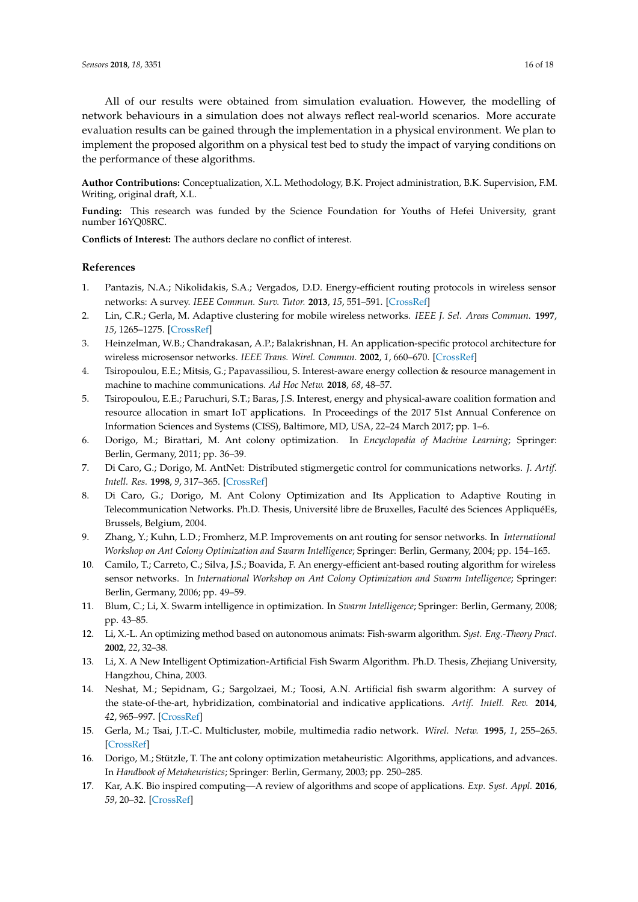All of our results were obtained from simulation evaluation. However, the modelling of network behaviours in a simulation does not always reflect real-world scenarios. More accurate evaluation results can be gained through the implementation in a physical environment. We plan to implement the proposed algorithm on a physical test bed to study the impact of varying conditions on the performance of these algorithms.

**Author Contributions:** Conceptualization, X.L. Methodology, B.K. Project administration, B.K. Supervision, F.M. Writing, original draft, X.L.

**Funding:** This research was funded by the Science Foundation for Youths of Hefei University, grant number 16YQ08RC.

**Conflicts of Interest:** The authors declare no conflict of interest.

## References

1. Pantazis, N.A.; Nikolidakis, S.A.; Vergados, D.D. Energy-efficient routing protocols in wireless sensor networks: A survey. *IEEE Commun. Surv. Tutor.* **2013**, *15*, 551–591. [CrossRef]
2. Lin, C.R.; Gerla, M. Adaptive clustering for mobile wireless networks. *IEEE J. Sel. Areas Commun.* **1997**, *15*, 1265–1275. [CrossRef]
3. Heinzelman, W.B.; Chandrakasan, A.P.; Balakrishnan, H. An application-specific protocol architecture for wireless microsensor networks. *IEEE Trans. Wirel. Commun.* **2002**, *1*, 660–670. [CrossRef]
4. Tsiropoulou, E.E.; Mitsis, G.; Papavassiliou, S. Interest-aware energy collection & resource management in machine to machine communications. *Ad Hoc Netw.* **2018**, *68*, 48–57.
5. Tsiropoulou, E.E.; Paruchuri, S.T.; Baras, J.S. Interest, energy and physical-aware coalition formation and resource allocation in smart IoT applications. In Proceedings of the 2017 51st Annual Conference on Information Sciences and Systems (CISS), Baltimore, MD, USA, 22–24 March 2017; pp. 1–6.
6. Dorigo, M.; Birattari, M. Ant colony optimization. In *Encyclopedia of Machine Learning*; Springer: Berlin, Germany, 2011; pp. 36–39.
7. Di Caro, G.; Dorigo, M. AntNet: Distributed stigmergetic control for communications networks. *J. Artif. Intell. Res.* **1998**, *9*, 317–365. [CrossRef]
8. Di Caro, G.; Dorigo, M. Ant Colony Optimization and Its Application to Adaptive Routing in Telecommunication Networks. Ph.D. Thesis, Université libre de Bruxelles, Faculté des Sciences AppliquéEs, Brussels, Belgium, 2004.
9. Zhang, Y.; Kuhn, L.D.; Fromherz, M.P. Improvements on ant routing for sensor networks. In *International Workshop on Ant Colony Optimization and Swarm Intelligence*; Springer: Berlin, Germany, 2004; pp. 154–165.
10. Camilo, T.; Carreto, C.; Silva, J.S.; Boavida, F. An energy-efficient ant-based routing algorithm for wireless sensor networks. In *International Workshop on Ant Colony Optimization and Swarm Intelligence*; Springer: Berlin, Germany, 2006; pp. 49–59.
11. Blum, C.; Li, X. Swarm intelligence in optimization. In *Swarm Intelligence*; Springer: Berlin, Germany, 2008; pp. 43–85.
12. Li, X.-L. An optimizing method based on autonomous animats: Fish-swarm algorithm. *Syst. Eng.-Theory Pract.* **2002**, *22*, 32–38.
13. Li, X. A New Intelligent Optimization-Artificial Fish Swarm Algorithm. Ph.D. Thesis, Zhejiang University, Hangzhou, China, 2003.
14. Neshat, M.; Sepidnam, G.; Sargolzaei, M.; Toosi, A.N. Artificial fish swarm algorithm: A survey of the state-of-the-art, hybridization, combinatorial and indicative applications. *Artif. Intell. Rev.* **2014**, *42*, 965–997. [CrossRef]
15. Gerla, M.; Tsai, J.T.-C. Multicluster, mobile, multimedia radio network. *Wirel. Netw.* **1995**, *1*, 255–265. [CrossRef]
16. Dorigo, M.; Stützle, T. The ant colony optimization metaheuristic: Algorithms, applications, and advances. In *Handbook of Metaheuristics*; Springer: Berlin, Germany, 2003; pp. 250–285.
17. Kar, A.K. Bio inspired computing—A review of algorithms and scope of applications. *Exp. Syst. Appl.* **2016**, *59*, 20–32. [CrossRef]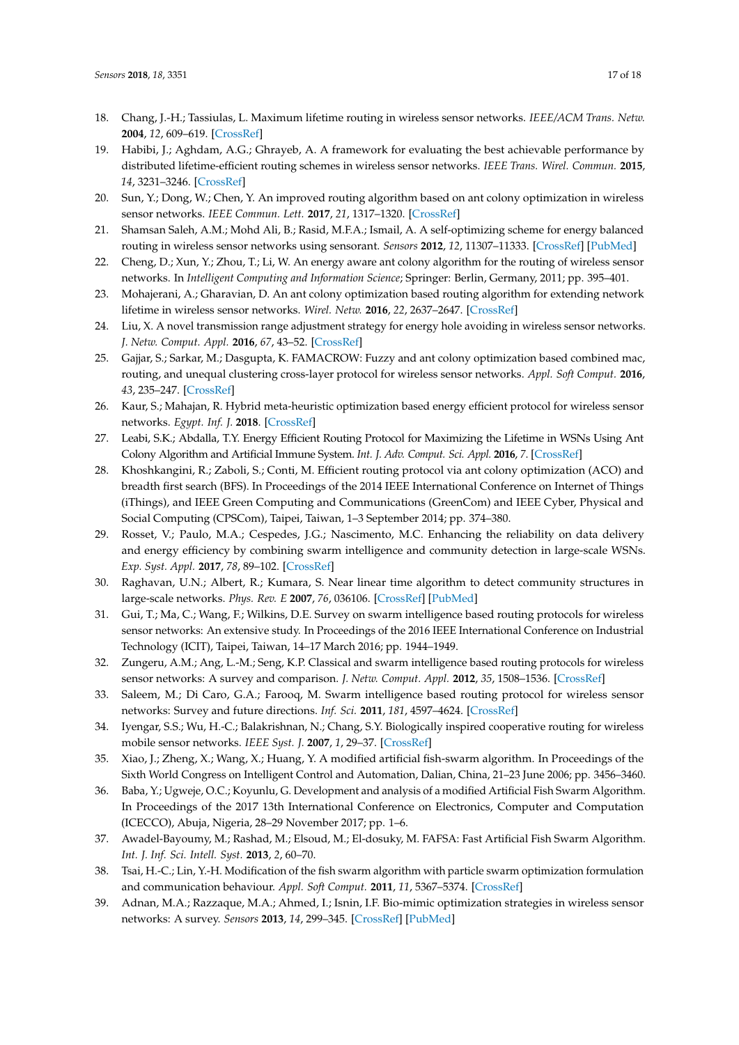18. Chang, J.-H.; Tassiulas, L. Maximum lifetime routing in wireless sensor networks. *IEEE/ACM Trans. Netw.* **2004**, *12*, 609–619. [CrossRef]
19. Habibi, J.; Aghdam, A.G.; Ghrayeb, A. A framework for evaluating the best achievable performance by distributed lifetime-efficient routing schemes in wireless sensor networks. *IEEE Trans. Wirel. Commun.* **2015**, *14*, 3231–3246. [CrossRef]
20. Sun, Y.; Dong, W.; Chen, Y. An improved routing algorithm based on ant colony optimization in wireless sensor networks. *IEEE Commun. Lett.* **2017**, *21*, 1317–1320. [CrossRef]
21. Shamsan Saleh, A.M.; Mohd Ali, B.; Rasid, M.F.A.; Ismail, A. A self-optimizing scheme for energy balanced routing in wireless sensor networks using sensorant. *Sensors* **2012**, *12*, 11307–11333. [CrossRef] [PubMed]
22. Cheng, D.; Xun, Y.; Zhou, T.; Li, W. An energy aware ant colony algorithm for the routing of wireless sensor networks. In *Intelligent Computing and Information Science*; Springer: Berlin, Germany, 2011; pp. 395–401.
23. Mohajerani, A.; Gharavian, D. An ant colony optimization based routing algorithm for extending network lifetime in wireless sensor networks. *Wirel. Netw.* **2016**, *22*, 2637–2647. [CrossRef]
24. Liu, X. A novel transmission range adjustment strategy for energy hole avoiding in wireless sensor networks. *J. Netw. Comput. Appl.* **2016**, *67*, 43–52. [CrossRef]
25. Gajjar, S.; Sarkar, M.; Dasgupta, K. FAMACROW: Fuzzy and ant colony optimization based combined mac, routing, and unequal clustering cross-layer protocol for wireless sensor networks. *Appl. Soft Comput.* **2016**, *43*, 235–247. [CrossRef]
26. Kaur, S.; Mahajan, R. Hybrid meta-heuristic optimization based energy efficient protocol for wireless sensor networks. *Egypt. Inf. J.* **2018**. [CrossRef]
27. Leabi, S.K.; Abdalla, T.Y. Energy Efficient Routing Protocol for Maximizing the Lifetime in WSNs Using Ant Colony Algorithm and Artificial Immune System. *Int. J. Adv. Comput. Sci. Appl.* **2016**, *7*. [CrossRef]
28. Khoshkangini, R.; Zaboli, S.; Conti, M. Efficient routing protocol via ant colony optimization (ACO) and breadth first search (BFS). In Proceedings of the 2014 IEEE International Conference on Internet of Things (iThings), and IEEE Green Computing and Communications (GreenCom) and IEEE Cyber, Physical and Social Computing (CPSCom), Taipei, Taiwan, 1–3 September 2014; pp. 374–380.
29. Rosset, V.; Paulo, M.A.; Cespedes, J.G.; Nascimento, M.C. Enhancing the reliability on data delivery and energy efficiency by combining swarm intelligence and community detection in large-scale WSNs. *Exp. Syst. Appl.* **2017**, *78*, 89–102. [CrossRef]
30. Raghavan, U.N.; Albert, R.; Kumara, S. Near linear time algorithm to detect community structures in large-scale networks. *Phys. Rev. E* **2007**, *76*, 036106. [CrossRef] [PubMed]
31. Gui, T.; Ma, C.; Wang, F.; Wilkins, D.E. Survey on swarm intelligence based routing protocols for wireless sensor networks: An extensive study. In Proceedings of the 2016 IEEE International Conference on Industrial Technology (ICIT), Taipei, Taiwan, 14–17 March 2016; pp. 1944–1949.
32. Zungeru, A.M.; Ang, L.-M.; Seng, K.P. Classical and swarm intelligence based routing protocols for wireless sensor networks: A survey and comparison. *J. Netw. Comput. Appl.* **2012**, *35*, 1508–1536. [CrossRef]
33. Saleem, M.; Di Caro, G.A.; Farooq, M. Swarm intelligence based routing protocol for wireless sensor networks: Survey and future directions. *Inf. Sci.* **2011**, *181*, 4597–4624. [CrossRef]
34. Iyengar, S.S.; Wu, H.-C.; Balakrishnan, N.; Chang, S.Y. Biologically inspired cooperative routing for wireless mobile sensor networks. *IEEE Syst. J.* **2007**, *1*, 29–37. [CrossRef]
35. Xiao, J.; Zheng, X.; Wang, X.; Huang, Y. A modified artificial fish-swarm algorithm. In Proceedings of the Sixth World Congress on Intelligent Control and Automation, Dalian, China, 21–23 June 2006; pp. 3456–3460.
36. Baba, Y.; Ugweje, O.C.; Koyunlu, G. Development and analysis of a modified Artificial Fish Swarm Algorithm. In Proceedings of the 2017 13th International Conference on Electronics, Computer and Computation (ICECCO), Abuja, Nigeria, 28–29 November 2017; pp. 1–6.
37. Awadel-Bayoumy, M.; Rashad, M.; Elsoud, M.; El-dosuky, M. FAFSA: Fast Artificial Fish Swarm Algorithm. *Int. J. Inf. Sci. Intell. Syst.* **2013**, *2*, 60–70.
38. Tsai, H.-C.; Lin, Y.-H. Modification of the fish swarm algorithm with particle swarm optimization formulation and communication behaviour. *Appl. Soft Comput.* **2011**, *11*, 5367–5374. [CrossRef]
39. Adnan, M.A.; Razzaque, M.A.; Ahmed, I.; Isnin, I.F. Bio-mimic optimization strategies in wireless sensor networks: A survey. *Sensors* **2013**, *14*, 299–345. [CrossRef] [PubMed]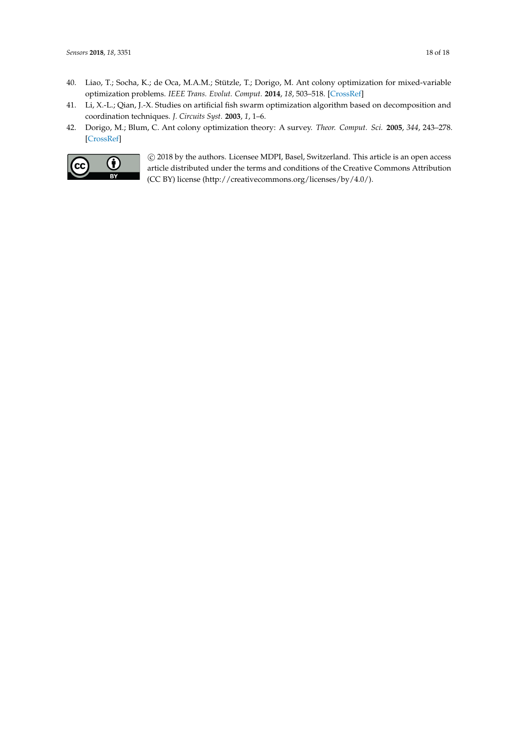40. Liao, T.; Socha, K.; de Oca, M.A.M.; Stützle, T.; Dorigo, M. Ant colony optimization for mixed-variable optimization problems. *IEEE Trans. Evolut. Comput.* **2014**, *18*, 503–518. [CrossRef]
41. Li, X.-L.; Qian, J.-X. Studies on artificial fish swarm optimization algorithm based on decomposition and coordination techniques. *J. Circuits Syst.* **2003**, *1*, 1–6.
42. Dorigo, M.; Blum, C. Ant colony optimization theory: A survey. *Theor. Comput. Sci.* **2005**, *344*, 243–278. [CrossRef]

© 2018 by the authors. Licensee MDPI, Basel, Switzerland. This article is an open access article distributed under the terms and conditions of the Creative Commons Attribution (CC BY) license (http://creativecommons.org/licenses/by/4.0/).